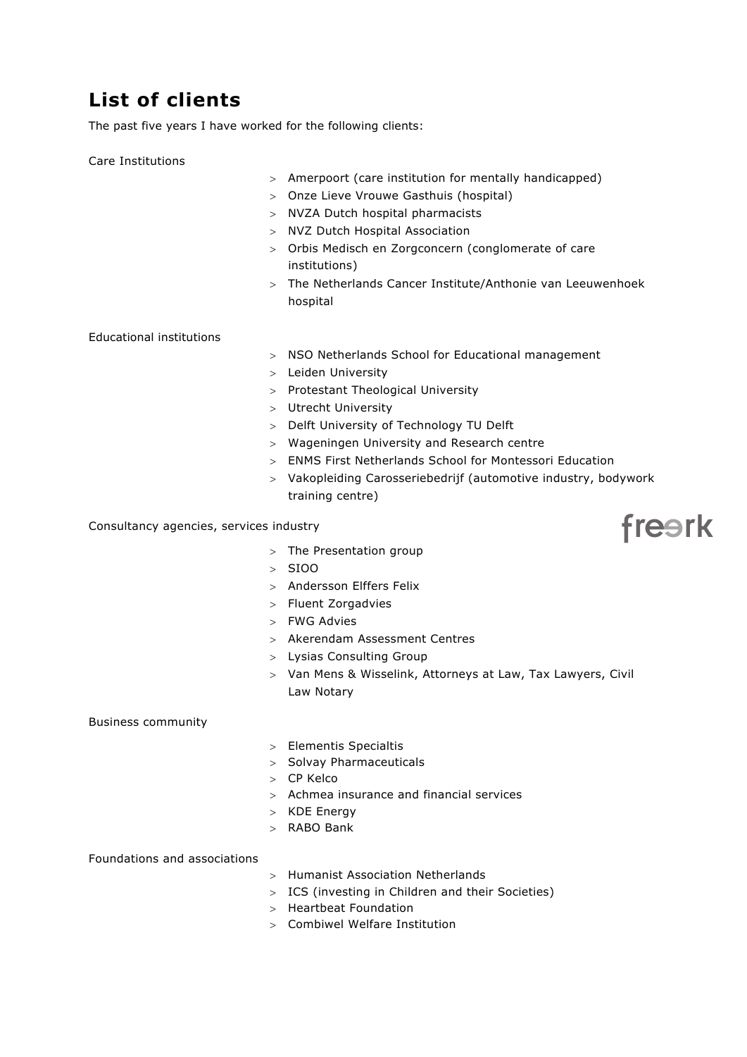# List of clients

The past five years I have worked for the following clients:

Care Institutions

- Amerpoort (care institution for mentally handicapped)
- Onze Lieve Vrouwe Gasthuis (hospital)
- NVZA Dutch hospital pharmacists
- NVZ Dutch Hospital Association
- Orbis Medisch en Zorgconcern (conglomerate of care institutions)
- The Netherlands Cancer Institute/Anthonie van Leeuwenhoek hospital

Educational institutions

- NSO Netherlands School for Educational management
- Leiden University
- Protestant Theological University
- Utrecht University
- Delft University of Technology TU Delft
- Wageningen University and Research centre
- ENMS First Netherlands School for Montessori Education
- Vakopleiding Carosseriebedrijf (automotive industry, bodywork training centre)

Consultancy agencies, services industry

- The Presentation group
- SIOO
- Andersson Elffers Felix
- Fluent Zorgadvies
- FWG Advies
- Akerendam Assessment Centres
- Lysias Consulting Group
- Van Mens & Wisselink, Attorneys at Law, Tax Lawyers, Civil Law Notary

Business community

- Elementis Specialtis
- Solvay Pharmaceuticals
- CP Kelco
- Achmea insurance and financial services
- KDE Energy
- RABO Bank

Foundations and associations

- Humanist Association Netherlands
- ICS (investing in Children and their Societies)
- Heartbeat Foundation
- Combiwel Welfare Institution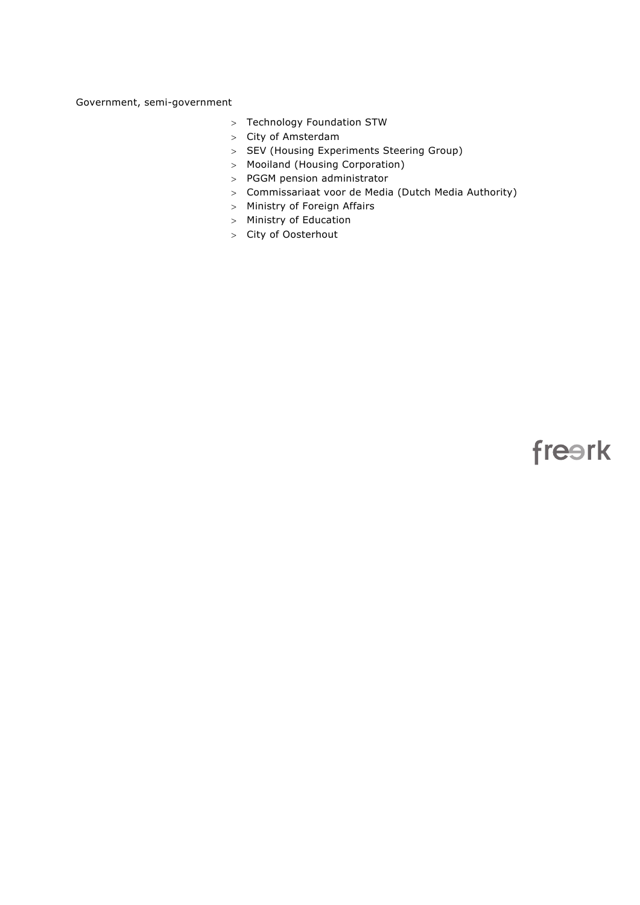Government, semi-government

- Technology Foundation STW
- City of Amsterdam
- SEV (Housing Experiments Steering Group)
- Mooiland (Housing Corporation)
- PGGM pension administrator
- Commissariaat voor de Media (Dutch Media Authority)
- Ministry of Foreign Affairs
- Ministry of Education
- City of Oosterhout

freerk